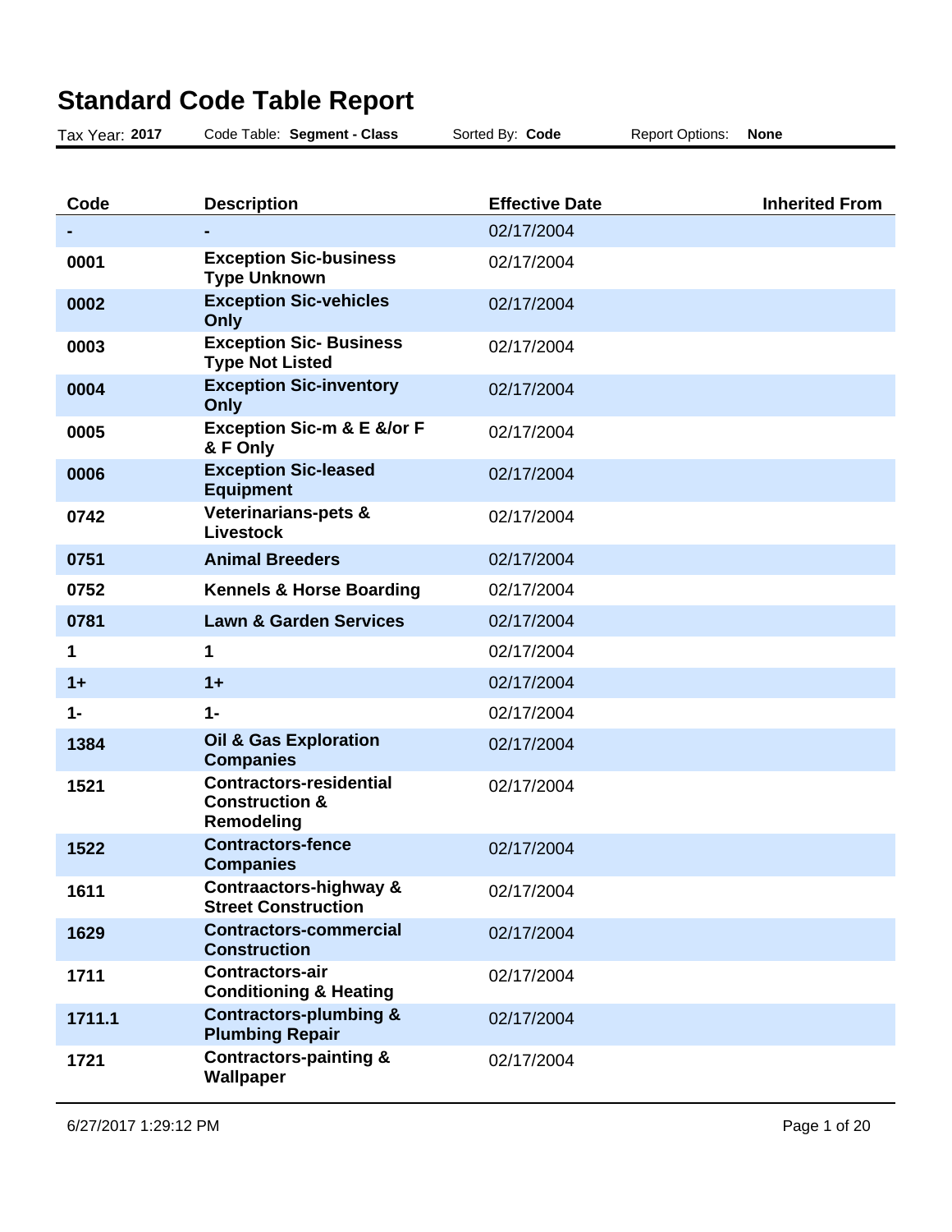# Standard Code Table Report

Tax Year: **2017** Code Table: **Segment - Class** Sorted By: **Code** Report Options: **None**

| Code | Description | Effective Date | Inherited From |
|---|---|---|---|
| **-** | **-** | 02/17/2004 | |
| **0001** | **Exception Sic-business Type Unknown** | 02/17/2004 | |
| **0002** | **Exception Sic-vehicles Only** | 02/17/2004 | |
| **0003** | **Exception Sic- Business Type Not Listed** | 02/17/2004 | |
| **0004** | **Exception Sic-inventory Only** | 02/17/2004 | |
| **0005** | **Exception Sic-m & E &/or F & F Only** | 02/17/2004 | |
| **0006** | **Exception Sic-leased Equipment** | 02/17/2004 | |
| **0742** | **Veterinarians-pets & Livestock** | 02/17/2004 | |
| **0751** | **Animal Breeders** | 02/17/2004 | |
| **0752** | **Kennels & Horse Boarding** | 02/17/2004 | |
| **0781** | **Lawn & Garden Services** | 02/17/2004 | |
| **1** | **1** | 02/17/2004 | |
| **1+** | **1+** | 02/17/2004 | |
| **1-** | **1-** | 02/17/2004 | |
| **1384** | **Oil & Gas Exploration Companies** | 02/17/2004 | |
| **1521** | **Contractors-residential Construction & Remodeling** | 02/17/2004 | |
| **1522** | **Contractors-fence Companies** | 02/17/2004 | |
| **1611** | **Contraactors-highway & Street Construction** | 02/17/2004 | |
| **1629** | **Contractors-commercial Construction** | 02/17/2004 | |
| **1711** | **Contractors-air Conditioning & Heating** | 02/17/2004 | |
| **1711.1** | **Contractors-plumbing & Plumbing Repair** | 02/17/2004 | |
| **1721** | **Contractors-painting & Wallpaper** | 02/17/2004 | |

6/27/2017 1:29:12 PM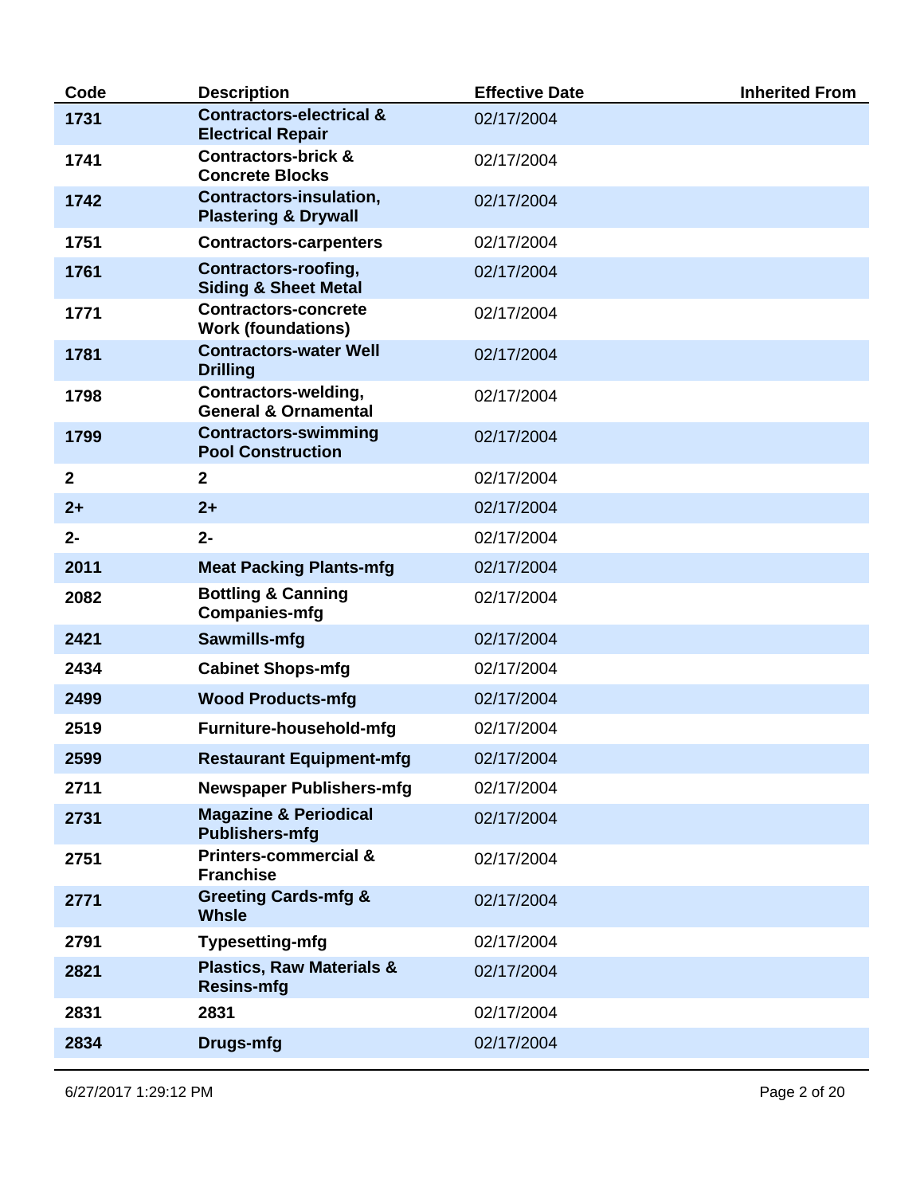| Code | Description | Effective Date | Inherited From |
| --- | --- | --- | --- |
| **1731** | **Contractors-electrical & Electrical Repair** | 02/17/2004 | |
| **1741** | **Contractors-brick & Concrete Blocks** | 02/17/2004 | |
| **1742** | **Contractors-insulation, Plastering & Drywall** | 02/17/2004 | |
| **1751** | **Contractors-carpenters** | 02/17/2004 | |
| **1761** | **Contractors-roofing, Siding & Sheet Metal** | 02/17/2004 | |
| **1771** | **Contractors-concrete Work (foundations)** | 02/17/2004 | |
| **1781** | **Contractors-water Well Drilling** | 02/17/2004 | |
| **1798** | **Contractors-welding, General & Ornamental** | 02/17/2004 | |
| **1799** | **Contractors-swimming Pool Construction** | 02/17/2004 | |
| **2** | **2** | 02/17/2004 | |
| **2+** | **2+** | 02/17/2004 | |
| **2-** | **2-** | 02/17/2004 | |
| **2011** | **Meat Packing Plants-mfg** | 02/17/2004 | |
| **2082** | **Bottling & Canning Companies-mfg** | 02/17/2004 | |
| **2421** | **Sawmills-mfg** | 02/17/2004 | |
| **2434** | **Cabinet Shops-mfg** | 02/17/2004 | |
| **2499** | **Wood Products-mfg** | 02/17/2004 | |
| **2519** | **Furniture-household-mfg** | 02/17/2004 | |
| **2599** | **Restaurant Equipment-mfg** | 02/17/2004 | |
| **2711** | **Newspaper Publishers-mfg** | 02/17/2004 | |
| **2731** | **Magazine & Periodical Publishers-mfg** | 02/17/2004 | |
| **2751** | **Printers-commercial & Franchise** | 02/17/2004 | |
| **2771** | **Greeting Cards-mfg & Whsle** | 02/17/2004 | |
| **2791** | **Typesetting-mfg** | 02/17/2004 | |
| **2821** | **Plastics, Raw Materials & Resins-mfg** | 02/17/2004 | |
| **2831** | **2831** | 02/17/2004 | |
| **2834** | **Drugs-mfg** | 02/17/2004 | |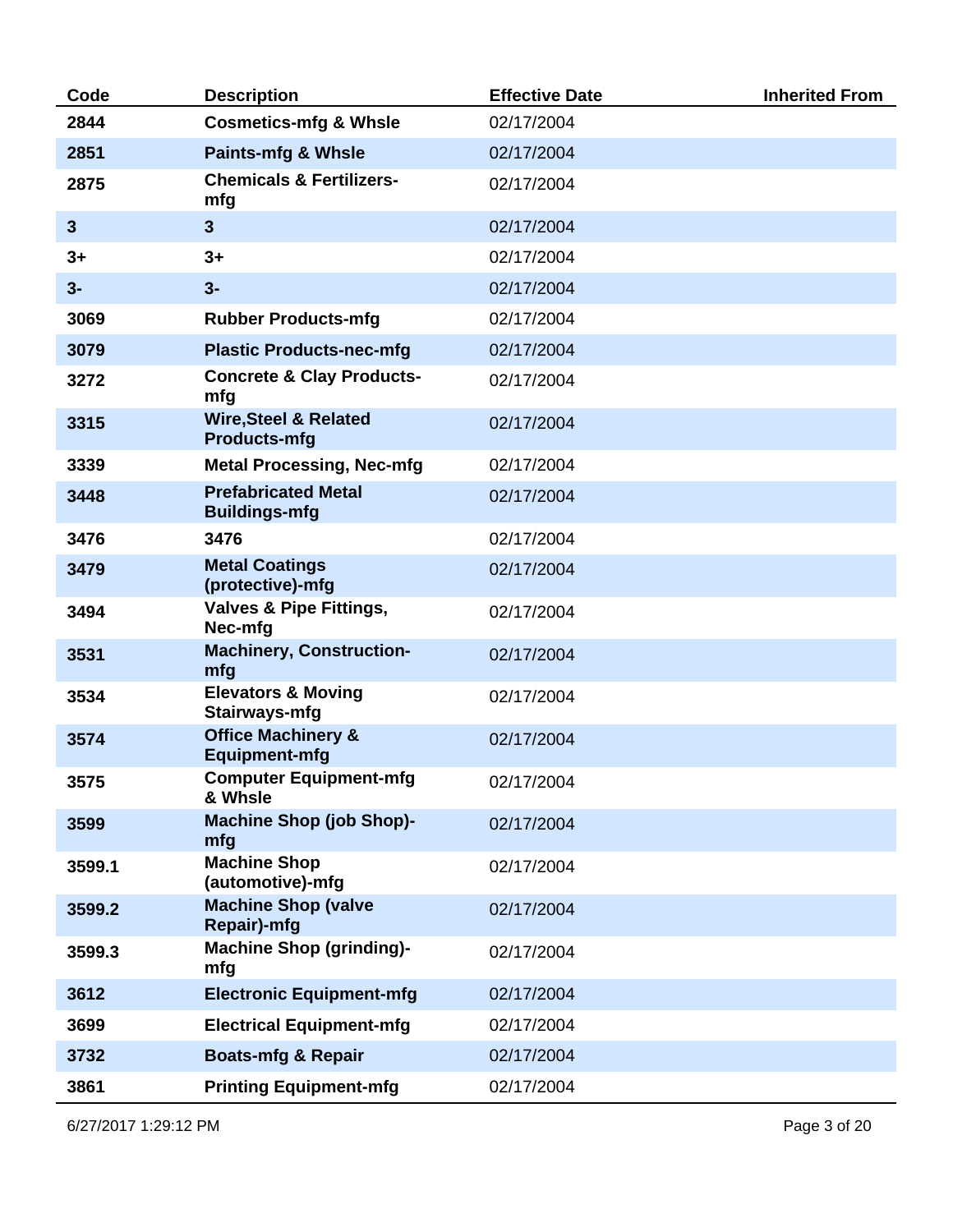| Code | Description | Effective Date | Inherited From |
|---|---|---|---|
| **2844** | **Cosmetics-mfg & Whsle** | 02/17/2004 | |
| **2851** | **Paints-mfg & Whsle** | 02/17/2004 | |
| **2875** | **Chemicals & Fertilizers-mfg** | 02/17/2004 | |
| **3** | **3** | 02/17/2004 | |
| **3+** | **3+** | 02/17/2004 | |
| **3-** | **3-** | 02/17/2004 | |
| **3069** | **Rubber Products-mfg** | 02/17/2004 | |
| **3079** | **Plastic Products-nec-mfg** | 02/17/2004 | |
| **3272** | **Concrete & Clay Products-mfg** | 02/17/2004 | |
| **3315** | **Wire,Steel & Related Products-mfg** | 02/17/2004 | |
| **3339** | **Metal Processing, Nec-mfg** | 02/17/2004 | |
| **3448** | **Prefabricated Metal Buildings-mfg** | 02/17/2004 | |
| **3476** | **3476** | 02/17/2004 | |
| **3479** | **Metal Coatings (protective)-mfg** | 02/17/2004 | |
| **3494** | **Valves & Pipe Fittings, Nec-mfg** | 02/17/2004 | |
| **3531** | **Machinery, Construction-mfg** | 02/17/2004 | |
| **3534** | **Elevators & Moving Stairways-mfg** | 02/17/2004 | |
| **3574** | **Office Machinery & Equipment-mfg** | 02/17/2004 | |
| **3575** | **Computer Equipment-mfg & Whsle** | 02/17/2004 | |
| **3599** | **Machine Shop (job Shop)-mfg** | 02/17/2004 | |
| **3599.1** | **Machine Shop (automotive)-mfg** | 02/17/2004 | |
| **3599.2** | **Machine Shop (valve Repair)-mfg** | 02/17/2004 | |
| **3599.3** | **Machine Shop (grinding)-mfg** | 02/17/2004 | |
| **3612** | **Electronic Equipment-mfg** | 02/17/2004 | |
| **3699** | **Electrical Equipment-mfg** | 02/17/2004 | |
| **3732** | **Boats-mfg & Repair** | 02/17/2004 | |
| **3861** | **Printing Equipment-mfg** | 02/17/2004 | |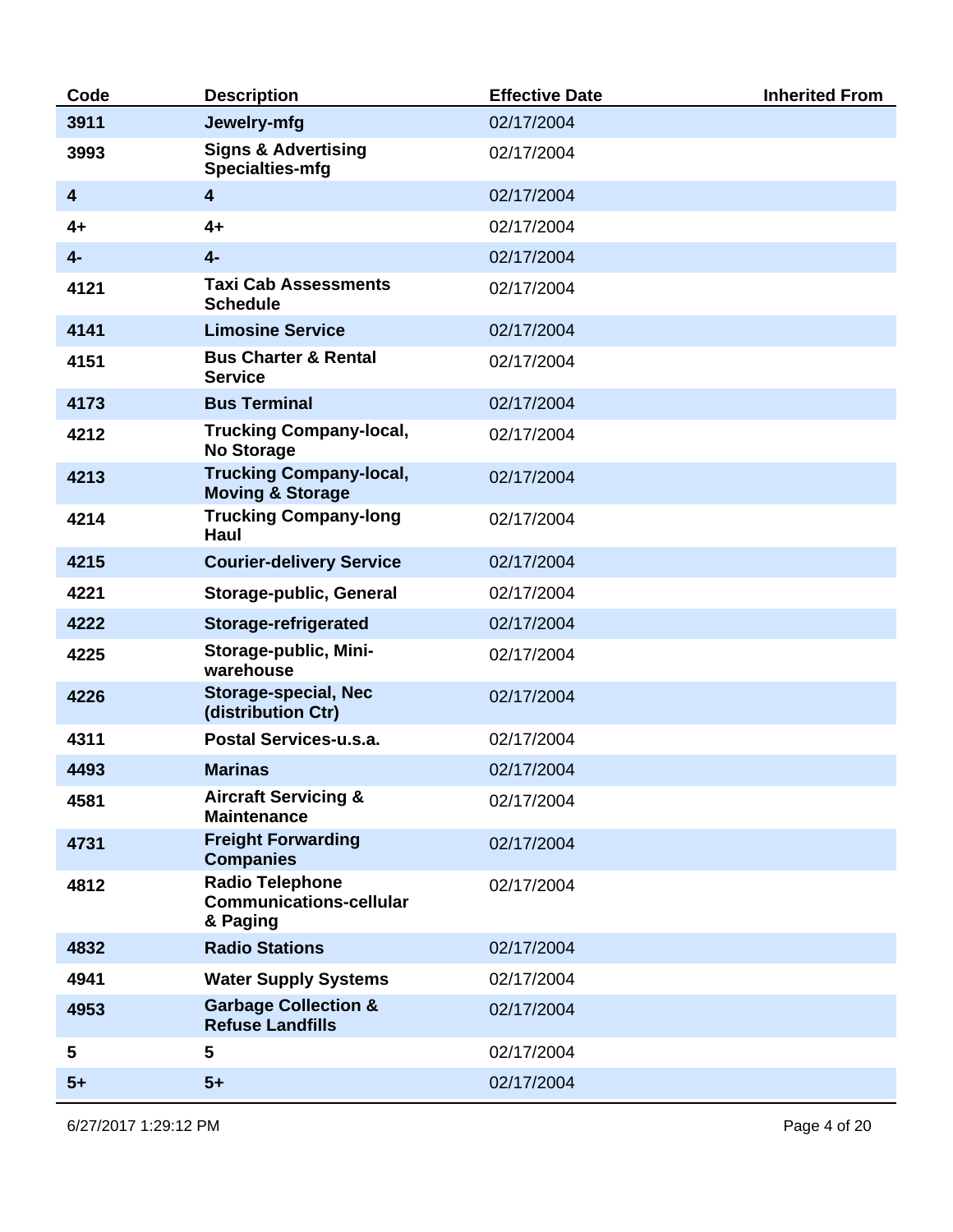| Code | Description | Effective Date | Inherited From |
|---|---|---|---|
| 3911 | Jewelry-mfg | 02/17/2004 | |
| 3993 | Signs & Advertising Specialties-mfg | 02/17/2004 | |
| 4 | 4 | 02/17/2004 | |
| 4+ | 4+ | 02/17/2004 | |
| 4- | 4- | 02/17/2004 | |
| 4121 | Taxi Cab Assessments Schedule | 02/17/2004 | |
| 4141 | Limosine Service | 02/17/2004 | |
| 4151 | Bus Charter & Rental Service | 02/17/2004 | |
| 4173 | Bus Terminal | 02/17/2004 | |
| 4212 | Trucking Company-local, No Storage | 02/17/2004 | |
| 4213 | Trucking Company-local, Moving & Storage | 02/17/2004 | |
| 4214 | Trucking Company-long Haul | 02/17/2004 | |
| 4215 | Courier-delivery Service | 02/17/2004 | |
| 4221 | Storage-public, General | 02/17/2004 | |
| 4222 | Storage-refrigerated | 02/17/2004 | |
| 4225 | Storage-public, Mini-warehouse | 02/17/2004 | |
| 4226 | Storage-special, Nec (distribution Ctr) | 02/17/2004 | |
| 4311 | Postal Services-u.s.a. | 02/17/2004 | |
| 4493 | Marinas | 02/17/2004 | |
| 4581 | Aircraft Servicing & Maintenance | 02/17/2004 | |
| 4731 | Freight Forwarding Companies | 02/17/2004 | |
| 4812 | Radio Telephone Communications-cellular & Paging | 02/17/2004 | |
| 4832 | Radio Stations | 02/17/2004 | |
| 4941 | Water Supply Systems | 02/17/2004 | |
| 4953 | Garbage Collection & Refuse Landfills | 02/17/2004 | |
| 5 | 5 | 02/17/2004 | |
| 5+ | 5+ | 02/17/2004 | |

6/27/2017 1:29:12 PM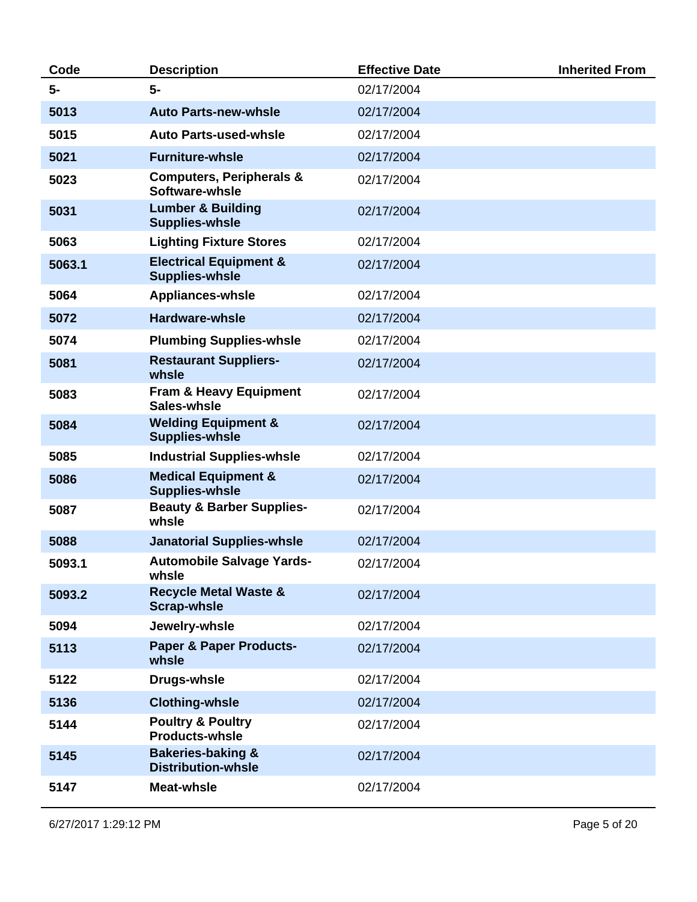| Code | Description | Effective Date | Inherited From |
|---|---|---|---|
| 5- | 5- | 02/17/2004 | |
| 5013 | Auto Parts-new-whsle | 02/17/2004 | |
| 5015 | Auto Parts-used-whsle | 02/17/2004 | |
| 5021 | Furniture-whsle | 02/17/2004 | |
| 5023 | Computers, Peripherals & Software-whsle | 02/17/2004 | |
| 5031 | Lumber & Building Supplies-whsle | 02/17/2004 | |
| 5063 | Lighting Fixture Stores | 02/17/2004 | |
| 5063.1 | Electrical Equipment & Supplies-whsle | 02/17/2004 | |
| 5064 | Appliances-whsle | 02/17/2004 | |
| 5072 | Hardware-whsle | 02/17/2004 | |
| 5074 | Plumbing Supplies-whsle | 02/17/2004 | |
| 5081 | Restaurant Suppliers-whsle | 02/17/2004 | |
| 5083 | Fram & Heavy Equipment Sales-whsle | 02/17/2004 | |
| 5084 | Welding Equipment & Supplies-whsle | 02/17/2004 | |
| 5085 | Industrial Supplies-whsle | 02/17/2004 | |
| 5086 | Medical Equipment & Supplies-whsle | 02/17/2004 | |
| 5087 | Beauty & Barber Supplies-whsle | 02/17/2004 | |
| 5088 | Janatorial Supplies-whsle | 02/17/2004 | |
| 5093.1 | Automobile Salvage Yards-whsle | 02/17/2004 | |
| 5093.2 | Recycle Metal Waste & Scrap-whsle | 02/17/2004 | |
| 5094 | Jewelry-whsle | 02/17/2004 | |
| 5113 | Paper & Paper Products-whsle | 02/17/2004 | |
| 5122 | Drugs-whsle | 02/17/2004 | |
| 5136 | Clothing-whsle | 02/17/2004 | |
| 5144 | Poultry & Poultry Products-whsle | 02/17/2004 | |
| 5145 | Bakeries-baking & Distribution-whsle | 02/17/2004 | |
| 5147 | Meat-whsle | 02/17/2004 | |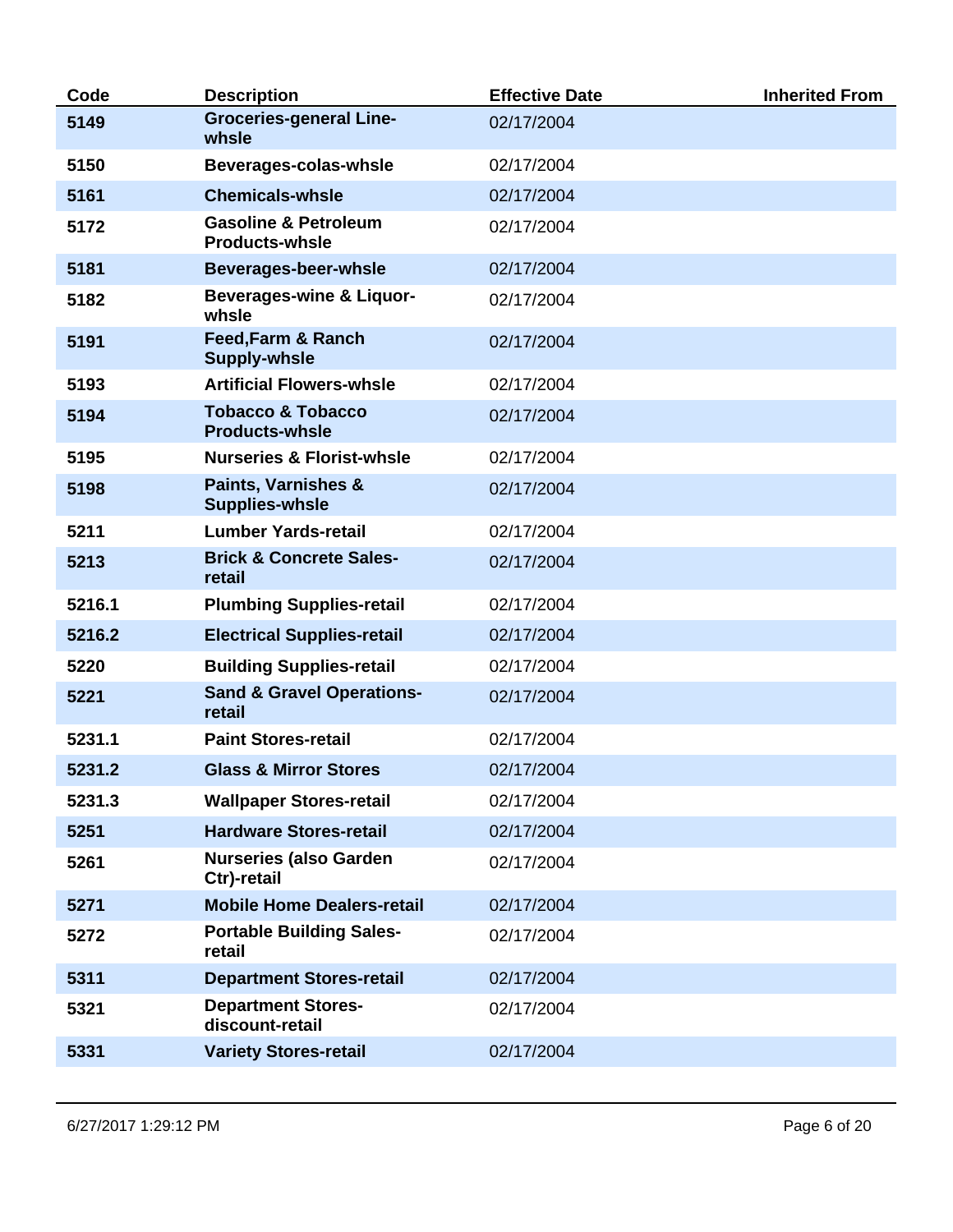| Code | Description | Effective Date | Inherited From |
|---|---|---|---|
| 5149 | Groceries-general Line-whsle | 02/17/2004 | |
| 5150 | Beverages-colas-whsle | 02/17/2004 | |
| 5161 | Chemicals-whsle | 02/17/2004 | |
| 5172 | Gasoline & Petroleum Products-whsle | 02/17/2004 | |
| 5181 | Beverages-beer-whsle | 02/17/2004 | |
| 5182 | Beverages-wine & Liquor-whsle | 02/17/2004 | |
| 5191 | Feed,Farm & Ranch Supply-whsle | 02/17/2004 | |
| 5193 | Artificial Flowers-whsle | 02/17/2004 | |
| 5194 | Tobacco & Tobacco Products-whsle | 02/17/2004 | |
| 5195 | Nurseries & Florist-whsle | 02/17/2004 | |
| 5198 | Paints, Varnishes & Supplies-whsle | 02/17/2004 | |
| 5211 | Lumber Yards-retail | 02/17/2004 | |
| 5213 | Brick & Concrete Sales-retail | 02/17/2004 | |
| 5216.1 | Plumbing Supplies-retail | 02/17/2004 | |
| 5216.2 | Electrical Supplies-retail | 02/17/2004 | |
| 5220 | Building Supplies-retail | 02/17/2004 | |
| 5221 | Sand & Gravel Operations-retail | 02/17/2004 | |
| 5231.1 | Paint Stores-retail | 02/17/2004 | |
| 5231.2 | Glass & Mirror Stores | 02/17/2004 | |
| 5231.3 | Wallpaper Stores-retail | 02/17/2004 | |
| 5251 | Hardware Stores-retail | 02/17/2004 | |
| 5261 | Nurseries (also Garden Ctr)-retail | 02/17/2004 | |
| 5271 | Mobile Home Dealers-retail | 02/17/2004 | |
| 5272 | Portable Building Sales-retail | 02/17/2004 | |
| 5311 | Department Stores-retail | 02/17/2004 | |
| 5321 | Department Stores-discount-retail | 02/17/2004 | |
| 5331 | Variety Stores-retail | 02/17/2004 | |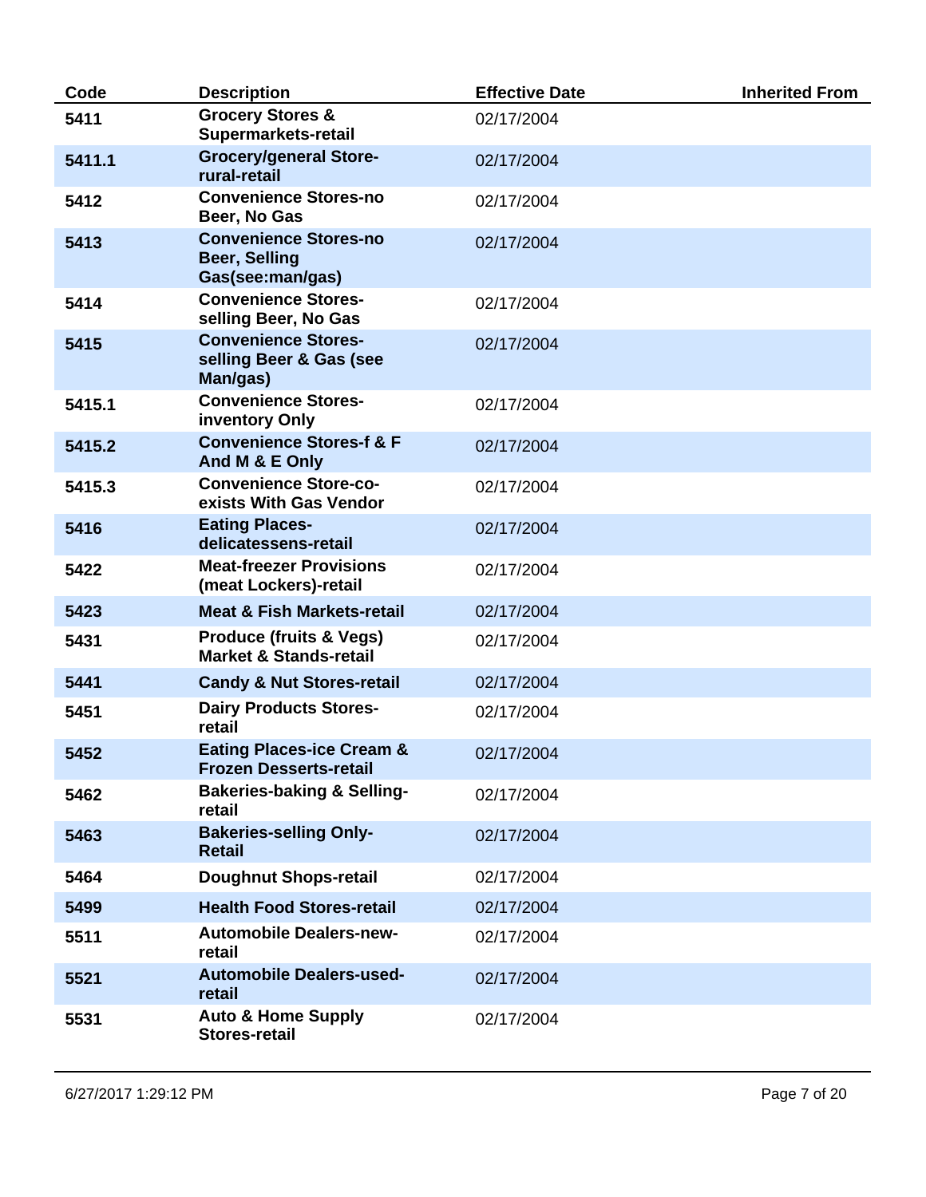| Code | Description | Effective Date | Inherited From |
|---|---|---|---|
| **5411** | **Grocery Stores & Supermarkets-retail** | 02/17/2004 | |
| **5411.1** | **Grocery/general Store-rural-retail** | 02/17/2004 | |
| **5412** | **Convenience Stores-no Beer, No Gas** | 02/17/2004 | |
| **5413** | **Convenience Stores-no Beer, Selling Gas(see:man/gas)** | 02/17/2004 | |
| **5414** | **Convenience Stores-selling Beer, No Gas** | 02/17/2004 | |
| **5415** | **Convenience Stores-selling Beer & Gas (see Man/gas)** | 02/17/2004 | |
| **5415.1** | **Convenience Stores-inventory Only** | 02/17/2004 | |
| **5415.2** | **Convenience Stores-f & F And M & E Only** | 02/17/2004 | |
| **5415.3** | **Convenience Store-co-exists With Gas Vendor** | 02/17/2004 | |
| **5416** | **Eating Places-delicatessens-retail** | 02/17/2004 | |
| **5422** | **Meat-freezer Provisions (meat Lockers)-retail** | 02/17/2004 | |
| **5423** | **Meat & Fish Markets-retail** | 02/17/2004 | |
| **5431** | **Produce (fruits & Vegs) Market & Stands-retail** | 02/17/2004 | |
| **5441** | **Candy & Nut Stores-retail** | 02/17/2004 | |
| **5451** | **Dairy Products Stores-retail** | 02/17/2004 | |
| **5452** | **Eating Places-ice Cream & Frozen Desserts-retail** | 02/17/2004 | |
| **5462** | **Bakeries-baking & Selling-retail** | 02/17/2004 | |
| **5463** | **Bakeries-selling Only-Retail** | 02/17/2004 | |
| **5464** | **Doughnut Shops-retail** | 02/17/2004 | |
| **5499** | **Health Food Stores-retail** | 02/17/2004 | |
| **5511** | **Automobile Dealers-new-retail** | 02/17/2004 | |
| **5521** | **Automobile Dealers-used-retail** | 02/17/2004 | |
| **5531** | **Auto & Home Supply Stores-retail** | 02/17/2004 | |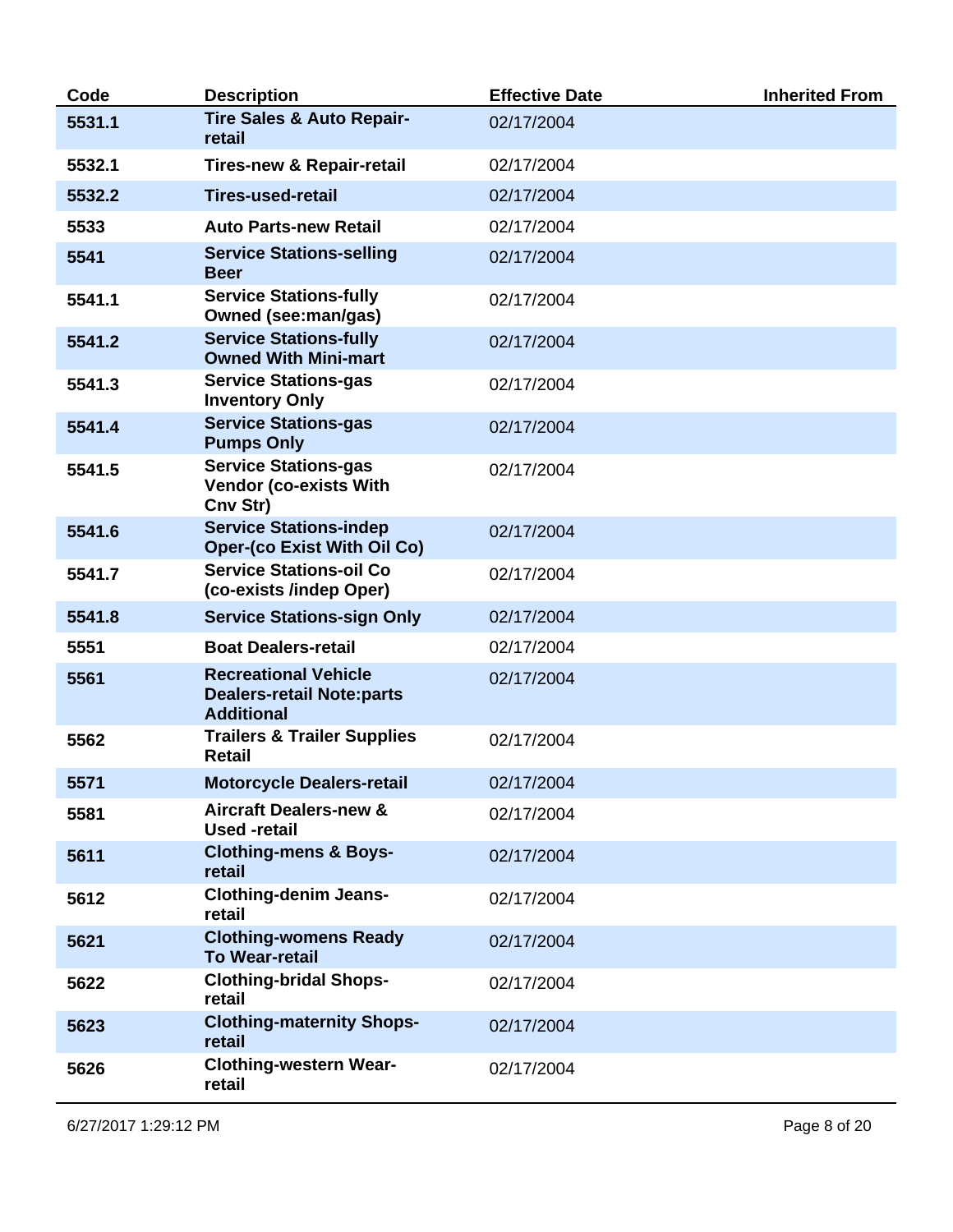| Code | Description | Effective Date | Inherited From |
|---|---|---|---|
| 5531.1 | Tire Sales & Auto Repair-retail | 02/17/2004 | |
| 5532.1 | Tires-new & Repair-retail | 02/17/2004 | |
| 5532.2 | Tires-used-retail | 02/17/2004 | |
| 5533 | Auto Parts-new Retail | 02/17/2004 | |
| 5541 | Service Stations-selling Beer | 02/17/2004 | |
| 5541.1 | Service Stations-fully Owned (see:man/gas) | 02/17/2004 | |
| 5541.2 | Service Stations-fully Owned With Mini-mart | 02/17/2004 | |
| 5541.3 | Service Stations-gas Inventory Only | 02/17/2004 | |
| 5541.4 | Service Stations-gas Pumps Only | 02/17/2004 | |
| 5541.5 | Service Stations-gas Vendor (co-exists With Cnv Str) | 02/17/2004 | |
| 5541.6 | Service Stations-indep Oper-(co Exist With Oil Co) | 02/17/2004 | |
| 5541.7 | Service Stations-oil Co (co-exists /indep Oper) | 02/17/2004 | |
| 5541.8 | Service Stations-sign Only | 02/17/2004 | |
| 5551 | Boat Dealers-retail | 02/17/2004 | |
| 5561 | Recreational Vehicle Dealers-retail Note:parts Additional | 02/17/2004 | |
| 5562 | Trailers & Trailer Supplies Retail | 02/17/2004 | |
| 5571 | Motorcycle Dealers-retail | 02/17/2004 | |
| 5581 | Aircraft Dealers-new & Used -retail | 02/17/2004 | |
| 5611 | Clothing-mens & Boys-retail | 02/17/2004 | |
| 5612 | Clothing-denim Jeans-retail | 02/17/2004 | |
| 5621 | Clothing-womens Ready To Wear-retail | 02/17/2004 | |
| 5622 | Clothing-bridal Shops-retail | 02/17/2004 | |
| 5623 | Clothing-maternity Shops-retail | 02/17/2004 | |
| 5626 | Clothing-western Wear-retail | 02/17/2004 | |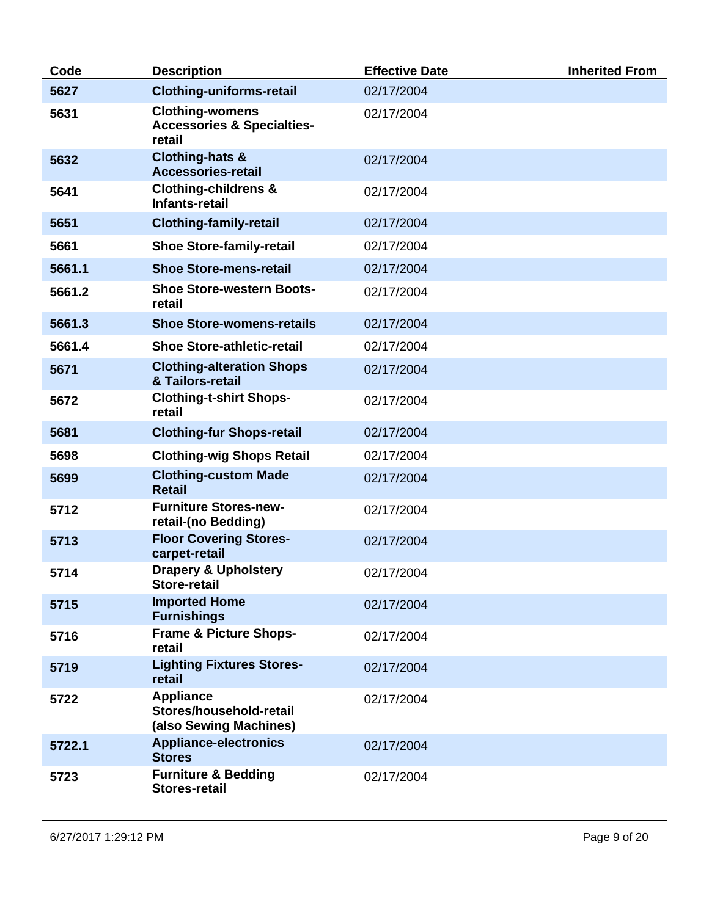| Code | Description | Effective Date | Inherited From |
| --- | --- | --- | --- |
| **5627** | **Clothing-uniforms-retail** | 02/17/2004 | |
| **5631** | **Clothing-womens Accessories & Specialties-retail** | 02/17/2004 | |
| **5632** | **Clothing-hats & Accessories-retail** | 02/17/2004 | |
| **5641** | **Clothing-childrens & Infants-retail** | 02/17/2004 | |
| **5651** | **Clothing-family-retail** | 02/17/2004 | |
| **5661** | **Shoe Store-family-retail** | 02/17/2004 | |
| **5661.1** | **Shoe Store-mens-retail** | 02/17/2004 | |
| **5661.2** | **Shoe Store-western Boots-retail** | 02/17/2004 | |
| **5661.3** | **Shoe Store-womens-retails** | 02/17/2004 | |
| **5661.4** | **Shoe Store-athletic-retail** | 02/17/2004 | |
| **5671** | **Clothing-alteration Shops & Tailors-retail** | 02/17/2004 | |
| **5672** | **Clothing-t-shirt Shops-retail** | 02/17/2004 | |
| **5681** | **Clothing-fur Shops-retail** | 02/17/2004 | |
| **5698** | **Clothing-wig Shops Retail** | 02/17/2004 | |
| **5699** | **Clothing-custom Made Retail** | 02/17/2004 | |
| **5712** | **Furniture Stores-new-retail-(no Bedding)** | 02/17/2004 | |
| **5713** | **Floor Covering Stores-carpet-retail** | 02/17/2004 | |
| **5714** | **Drapery & Upholstery Store-retail** | 02/17/2004 | |
| **5715** | **Imported Home Furnishings** | 02/17/2004 | |
| **5716** | **Frame & Picture Shops-retail** | 02/17/2004 | |
| **5719** | **Lighting Fixtures Stores-retail** | 02/17/2004 | |
| **5722** | **Appliance Stores/household-retail (also Sewing Machines)** | 02/17/2004 | |
| **5722.1** | **Appliance-electronics Stores** | 02/17/2004 | |
| **5723** | **Furniture & Bedding Stores-retail** | 02/17/2004 | |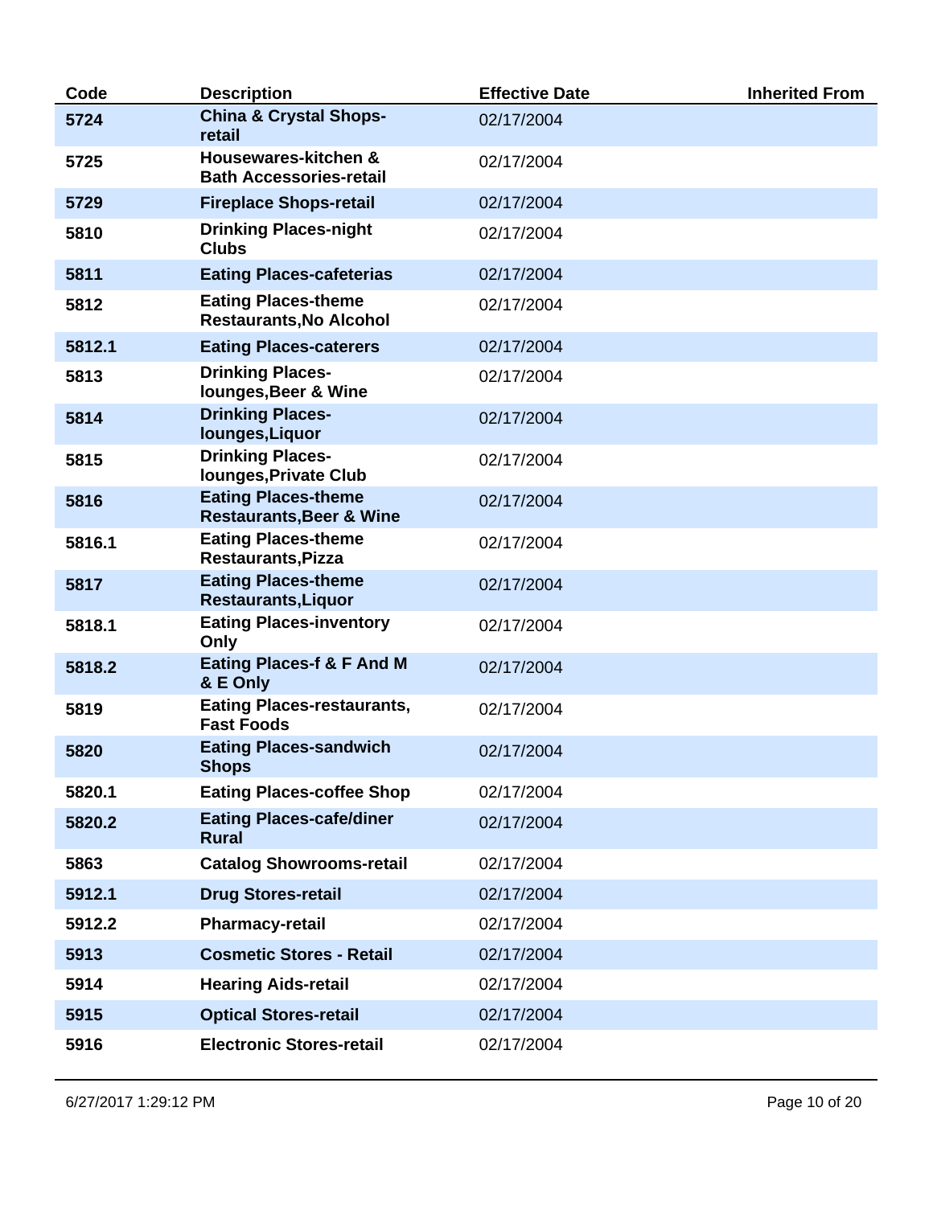| Code | Description | Effective Date | Inherited From |
|---|---|---|---|
| 5724 | China & Crystal Shops-retail | 02/17/2004 | |
| 5725 | Housewares-kitchen & Bath Accessories-retail | 02/17/2004 | |
| 5729 | Fireplace Shops-retail | 02/17/2004 | |
| 5810 | Drinking Places-night Clubs | 02/17/2004 | |
| 5811 | Eating Places-cafeterias | 02/17/2004 | |
| 5812 | Eating Places-theme Restaurants,No Alcohol | 02/17/2004 | |
| 5812.1 | Eating Places-caterers | 02/17/2004 | |
| 5813 | Drinking Places-lounges,Beer & Wine | 02/17/2004 | |
| 5814 | Drinking Places-lounges,Liquor | 02/17/2004 | |
| 5815 | Drinking Places-lounges,Private Club | 02/17/2004 | |
| 5816 | Eating Places-theme Restaurants,Beer & Wine | 02/17/2004 | |
| 5816.1 | Eating Places-theme Restaurants,Pizza | 02/17/2004 | |
| 5817 | Eating Places-theme Restaurants,Liquor | 02/17/2004 | |
| 5818.1 | Eating Places-inventory Only | 02/17/2004 | |
| 5818.2 | Eating Places-f & F And M & E Only | 02/17/2004 | |
| 5819 | Eating Places-restaurants, Fast Foods | 02/17/2004 | |
| 5820 | Eating Places-sandwich Shops | 02/17/2004 | |
| 5820.1 | Eating Places-coffee Shop | 02/17/2004 | |
| 5820.2 | Eating Places-cafe/diner Rural | 02/17/2004 | |
| 5863 | Catalog Showrooms-retail | 02/17/2004 | |
| 5912.1 | Drug Stores-retail | 02/17/2004 | |
| 5912.2 | Pharmacy-retail | 02/17/2004 | |
| 5913 | Cosmetic Stores - Retail | 02/17/2004 | |
| 5914 | Hearing Aids-retail | 02/17/2004 | |
| 5915 | Optical Stores-retail | 02/17/2004 | |
| 5916 | Electronic Stores-retail | 02/17/2004 | |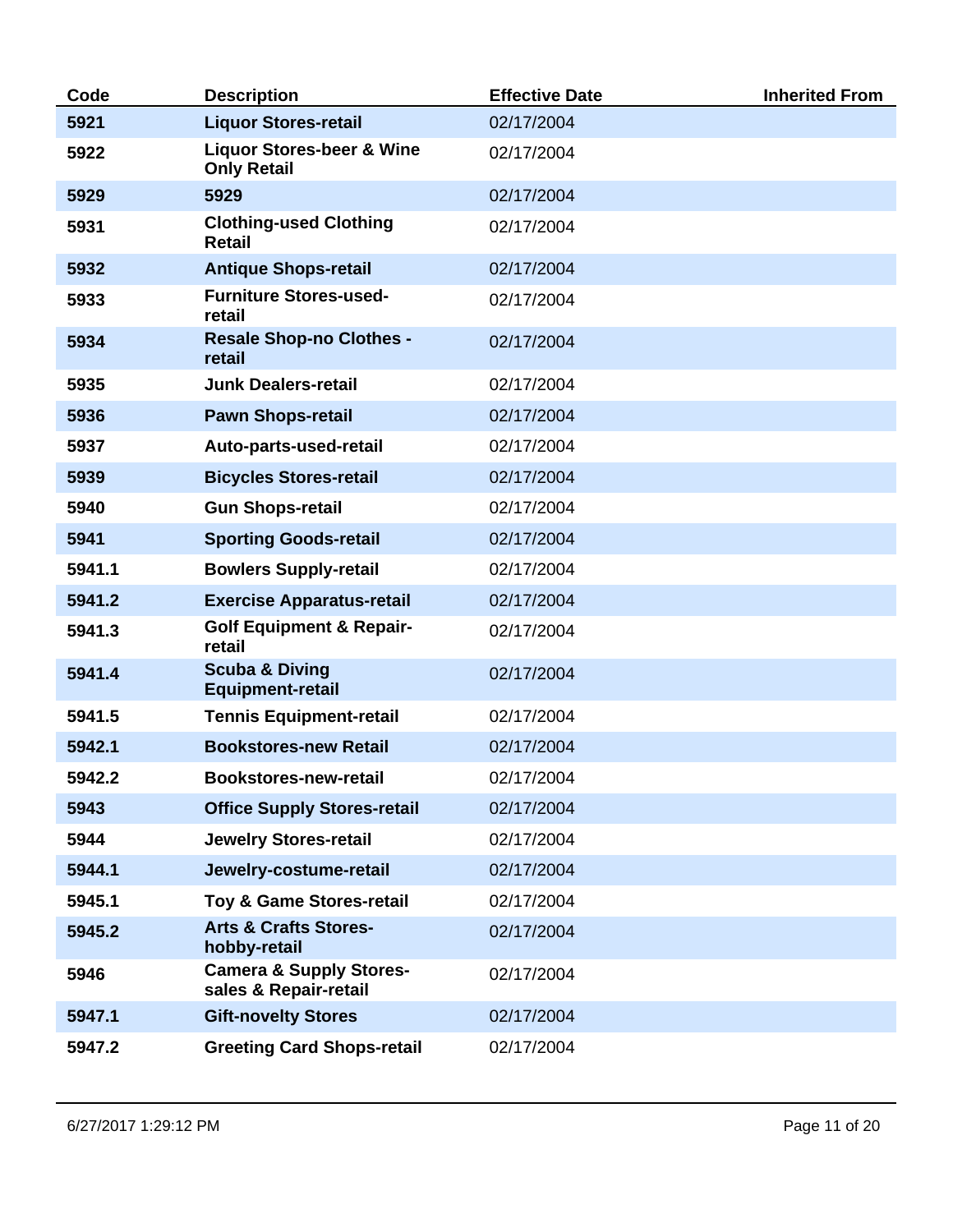| Code | Description | Effective Date | Inherited From |
|---|---|---|---|
| 5921 | Liquor Stores-retail | 02/17/2004 | |
| 5922 | Liquor Stores-beer & Wine Only Retail | 02/17/2004 | |
| 5929 | 5929 | 02/17/2004 | |
| 5931 | Clothing-used Clothing Retail | 02/17/2004 | |
| 5932 | Antique Shops-retail | 02/17/2004 | |
| 5933 | Furniture Stores-used-retail | 02/17/2004 | |
| 5934 | Resale Shop-no Clothes - retail | 02/17/2004 | |
| 5935 | Junk Dealers-retail | 02/17/2004 | |
| 5936 | Pawn Shops-retail | 02/17/2004 | |
| 5937 | Auto-parts-used-retail | 02/17/2004 | |
| 5939 | Bicycles Stores-retail | 02/17/2004 | |
| 5940 | Gun Shops-retail | 02/17/2004 | |
| 5941 | Sporting Goods-retail | 02/17/2004 | |
| 5941.1 | Bowlers Supply-retail | 02/17/2004 | |
| 5941.2 | Exercise Apparatus-retail | 02/17/2004 | |
| 5941.3 | Golf Equipment & Repair-retail | 02/17/2004 | |
| 5941.4 | Scuba & Diving Equipment-retail | 02/17/2004 | |
| 5941.5 | Tennis Equipment-retail | 02/17/2004 | |
| 5942.1 | Bookstores-new Retail | 02/17/2004 | |
| 5942.2 | Bookstores-new-retail | 02/17/2004 | |
| 5943 | Office Supply Stores-retail | 02/17/2004 | |
| 5944 | Jewelry Stores-retail | 02/17/2004 | |
| 5944.1 | Jewelry-costume-retail | 02/17/2004 | |
| 5945.1 | Toy & Game Stores-retail | 02/17/2004 | |
| 5945.2 | Arts & Crafts Stores-hobby-retail | 02/17/2004 | |
| 5946 | Camera & Supply Stores-sales & Repair-retail | 02/17/2004 | |
| 5947.1 | Gift-novelty Stores | 02/17/2004 | |
| 5947.2 | Greeting Card Shops-retail | 02/17/2004 | |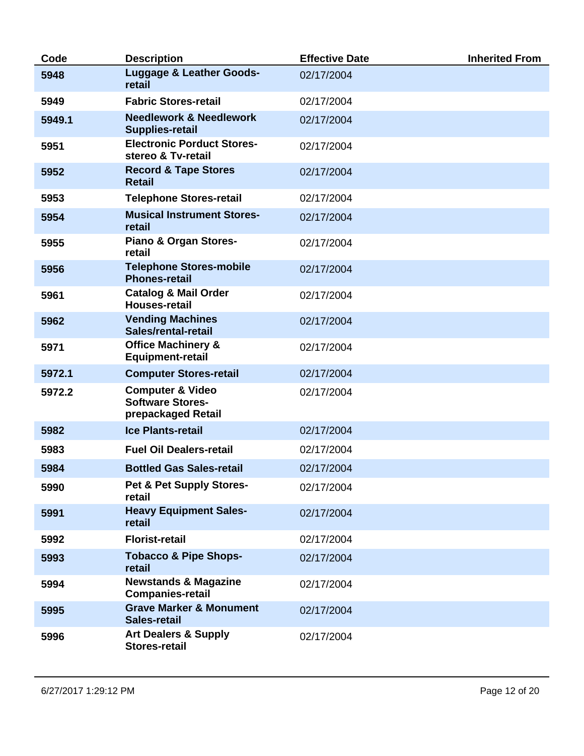| Code | Description | Effective Date | Inherited From |
| --- | --- | --- | --- |
| 5948 | Luggage & Leather Goods-retail | 02/17/2004 | |
| 5949 | Fabric Stores-retail | 02/17/2004 | |
| 5949.1 | Needlework & Needlework Supplies-retail | 02/17/2004 | |
| 5951 | Electronic Porduct Stores-stereo & Tv-retail | 02/17/2004 | |
| 5952 | Record & Tape Stores Retail | 02/17/2004 | |
| 5953 | Telephone Stores-retail | 02/17/2004 | |
| 5954 | Musical Instrument Stores-retail | 02/17/2004 | |
| 5955 | Piano & Organ Stores-retail | 02/17/2004 | |
| 5956 | Telephone Stores-mobile Phones-retail | 02/17/2004 | |
| 5961 | Catalog & Mail Order Houses-retail | 02/17/2004 | |
| 5962 | Vending Machines Sales/rental-retail | 02/17/2004 | |
| 5971 | Office Machinery & Equipment-retail | 02/17/2004 | |
| 5972.1 | Computer Stores-retail | 02/17/2004 | |
| 5972.2 | Computer & Video Software Stores-prepackaged Retail | 02/17/2004 | |
| 5982 | Ice Plants-retail | 02/17/2004 | |
| 5983 | Fuel Oil Dealers-retail | 02/17/2004 | |
| 5984 | Bottled Gas Sales-retail | 02/17/2004 | |
| 5990 | Pet & Pet Supply Stores-retail | 02/17/2004 | |
| 5991 | Heavy Equipment Sales-retail | 02/17/2004 | |
| 5992 | Florist-retail | 02/17/2004 | |
| 5993 | Tobacco & Pipe Shops-retail | 02/17/2004 | |
| 5994 | Newstands & Magazine Companies-retail | 02/17/2004 | |
| 5995 | Grave Marker & Monument Sales-retail | 02/17/2004 | |
| 5996 | Art Dealers & Supply Stores-retail | 02/17/2004 | |

6/27/2017 1:29:12 PM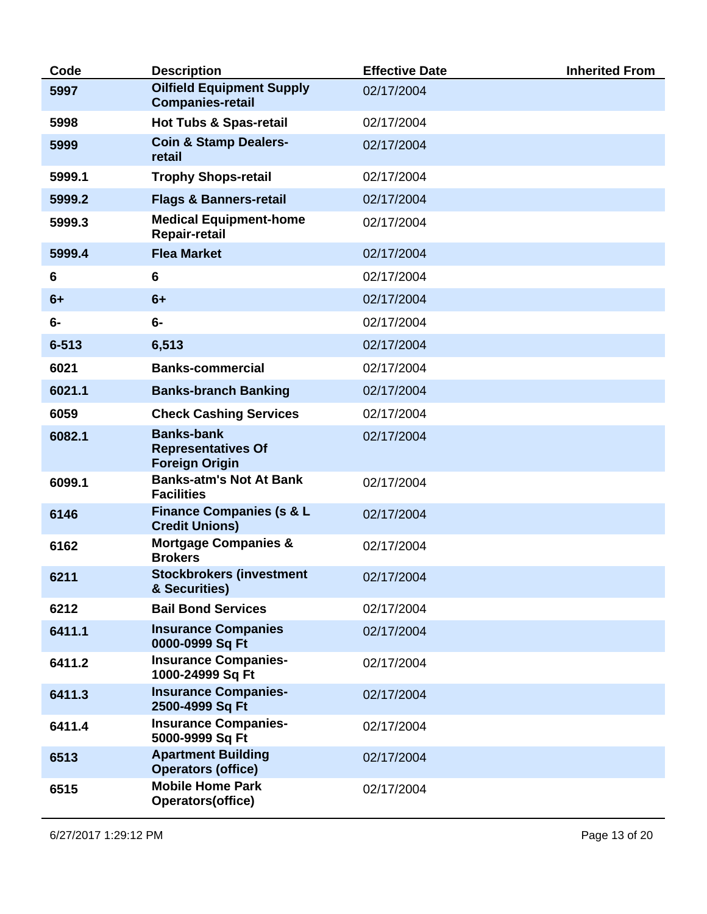| Code | Description | Effective Date | Inherited From |
| --- | --- | --- | --- |
| **5997** | **Oilfield Equipment Supply Companies-retail** | 02/17/2004 | |
| **5998** | **Hot Tubs & Spas-retail** | 02/17/2004 | |
| **5999** | **Coin & Stamp Dealers-retail** | 02/17/2004 | |
| **5999.1** | **Trophy Shops-retail** | 02/17/2004 | |
| **5999.2** | **Flags & Banners-retail** | 02/17/2004 | |
| **5999.3** | **Medical Equipment-home Repair-retail** | 02/17/2004 | |
| **5999.4** | **Flea Market** | 02/17/2004 | |
| **6** | **6** | 02/17/2004 | |
| **6+** | **6+** | 02/17/2004 | |
| **6-** | **6-** | 02/17/2004 | |
| **6-513** | **6,513** | 02/17/2004 | |
| **6021** | **Banks-commercial** | 02/17/2004 | |
| **6021.1** | **Banks-branch Banking** | 02/17/2004 | |
| **6059** | **Check Cashing Services** | 02/17/2004 | |
| **6082.1** | **Banks-bank Representatives Of Foreign Origin** | 02/17/2004 | |
| **6099.1** | **Banks-atm's Not At Bank Facilities** | 02/17/2004 | |
| **6146** | **Finance Companies (s & L Credit Unions)** | 02/17/2004 | |
| **6162** | **Mortgage Companies & Brokers** | 02/17/2004 | |
| **6211** | **Stockbrokers (investment & Securities)** | 02/17/2004 | |
| **6212** | **Bail Bond Services** | 02/17/2004 | |
| **6411.1** | **Insurance Companies 0000-0999 Sq Ft** | 02/17/2004 | |
| **6411.2** | **Insurance Companies-1000-24999 Sq Ft** | 02/17/2004 | |
| **6411.3** | **Insurance Companies-2500-4999 Sq Ft** | 02/17/2004 | |
| **6411.4** | **Insurance Companies-5000-9999 Sq Ft** | 02/17/2004 | |
| **6513** | **Apartment Building Operators (office)** | 02/17/2004 | |
| **6515** | **Mobile Home Park Operators(office)** | 02/17/2004 | |

6/27/2017 1:29:12 PM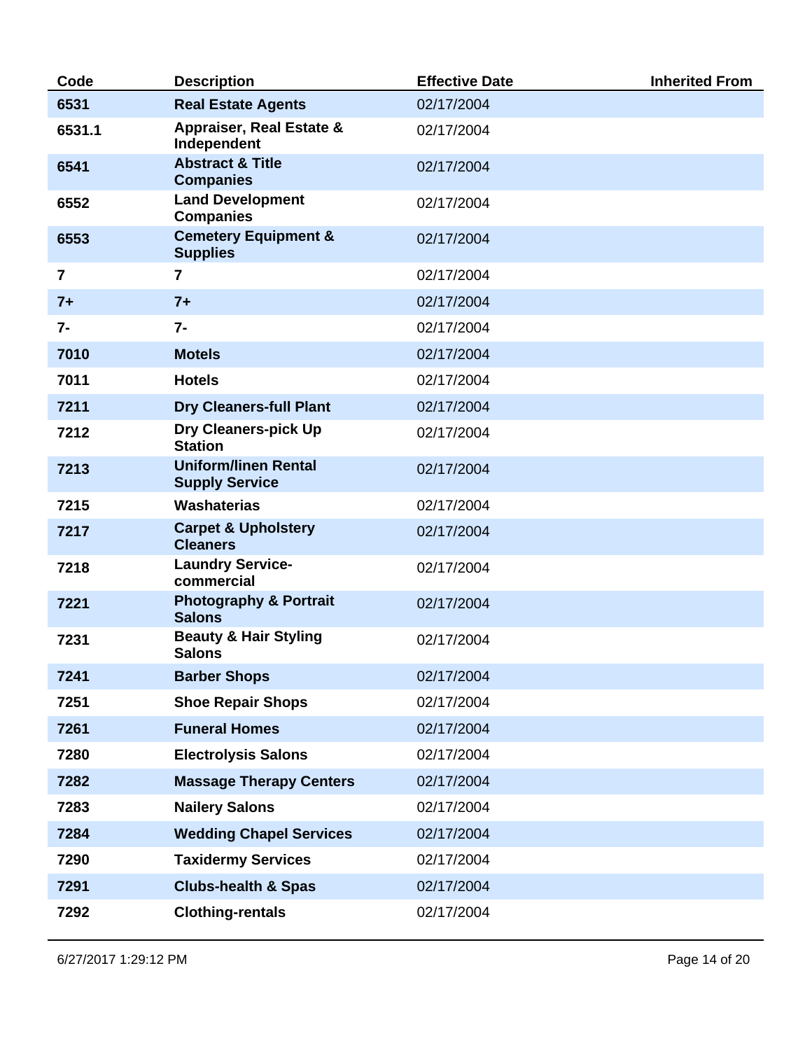| Code | Description | Effective Date | Inherited From |
| --- | --- | --- | --- |
| 6531 | Real Estate Agents | 02/17/2004 | |
| 6531.1 | Appraiser, Real Estate & Independent | 02/17/2004 | |
| 6541 | Abstract & Title Companies | 02/17/2004 | |
| 6552 | Land Development Companies | 02/17/2004 | |
| 6553 | Cemetery Equipment & Supplies | 02/17/2004 | |
| 7 | 7 | 02/17/2004 | |
| 7+ | 7+ | 02/17/2004 | |
| 7- | 7- | 02/17/2004 | |
| 7010 | Motels | 02/17/2004 | |
| 7011 | Hotels | 02/17/2004 | |
| 7211 | Dry Cleaners-full Plant | 02/17/2004 | |
| 7212 | Dry Cleaners-pick Up Station | 02/17/2004 | |
| 7213 | Uniform/linen Rental Supply Service | 02/17/2004 | |
| 7215 | Washaterias | 02/17/2004 | |
| 7217 | Carpet & Upholstery Cleaners | 02/17/2004 | |
| 7218 | Laundry Service-commercial | 02/17/2004 | |
| 7221 | Photography & Portrait Salons | 02/17/2004 | |
| 7231 | Beauty & Hair Styling Salons | 02/17/2004 | |
| 7241 | Barber Shops | 02/17/2004 | |
| 7251 | Shoe Repair Shops | 02/17/2004 | |
| 7261 | Funeral Homes | 02/17/2004 | |
| 7280 | Electrolysis Salons | 02/17/2004 | |
| 7282 | Massage Therapy Centers | 02/17/2004 | |
| 7283 | Nailery Salons | 02/17/2004 | |
| 7284 | Wedding Chapel Services | 02/17/2004 | |
| 7290 | Taxidermy Services | 02/17/2004 | |
| 7291 | Clubs-health & Spas | 02/17/2004 | |
| 7292 | Clothing-rentals | 02/17/2004 | |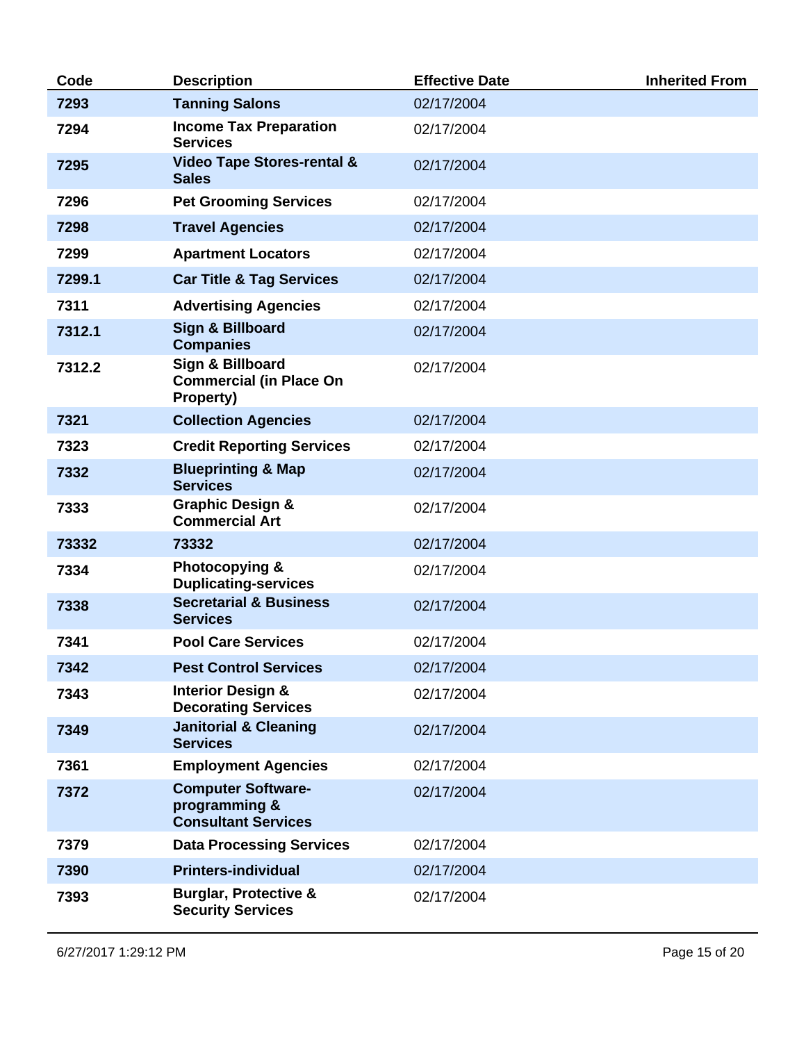| Code | Description | Effective Date | Inherited From |
|---|---|---|---|
| **7293** | **Tanning Salons** | 02/17/2004 | |
| **7294** | **Income Tax Preparation Services** | 02/17/2004 | |
| **7295** | **Video Tape Stores-rental & Sales** | 02/17/2004 | |
| **7296** | **Pet Grooming Services** | 02/17/2004 | |
| **7298** | **Travel Agencies** | 02/17/2004 | |
| **7299** | **Apartment Locators** | 02/17/2004 | |
| **7299.1** | **Car Title & Tag Services** | 02/17/2004 | |
| **7311** | **Advertising Agencies** | 02/17/2004 | |
| **7312.1** | **Sign & Billboard Companies** | 02/17/2004 | |
| **7312.2** | **Sign & Billboard Commercial (in Place On Property)** | 02/17/2004 | |
| **7321** | **Collection Agencies** | 02/17/2004 | |
| **7323** | **Credit Reporting Services** | 02/17/2004 | |
| **7332** | **Blueprinting & Map Services** | 02/17/2004 | |
| **7333** | **Graphic Design & Commercial Art** | 02/17/2004 | |
| **73332** | **73332** | 02/17/2004 | |
| **7334** | **Photocopying & Duplicating-services** | 02/17/2004 | |
| **7338** | **Secretarial & Business Services** | 02/17/2004 | |
| **7341** | **Pool Care Services** | 02/17/2004 | |
| **7342** | **Pest Control Services** | 02/17/2004 | |
| **7343** | **Interior Design & Decorating Services** | 02/17/2004 | |
| **7349** | **Janitorial & Cleaning Services** | 02/17/2004 | |
| **7361** | **Employment Agencies** | 02/17/2004 | |
| **7372** | **Computer Software-programming & Consultant Services** | 02/17/2004 | |
| **7379** | **Data Processing Services** | 02/17/2004 | |
| **7390** | **Printers-individual** | 02/17/2004 | |
| **7393** | **Burglar, Protective & Security Services** | 02/17/2004 | |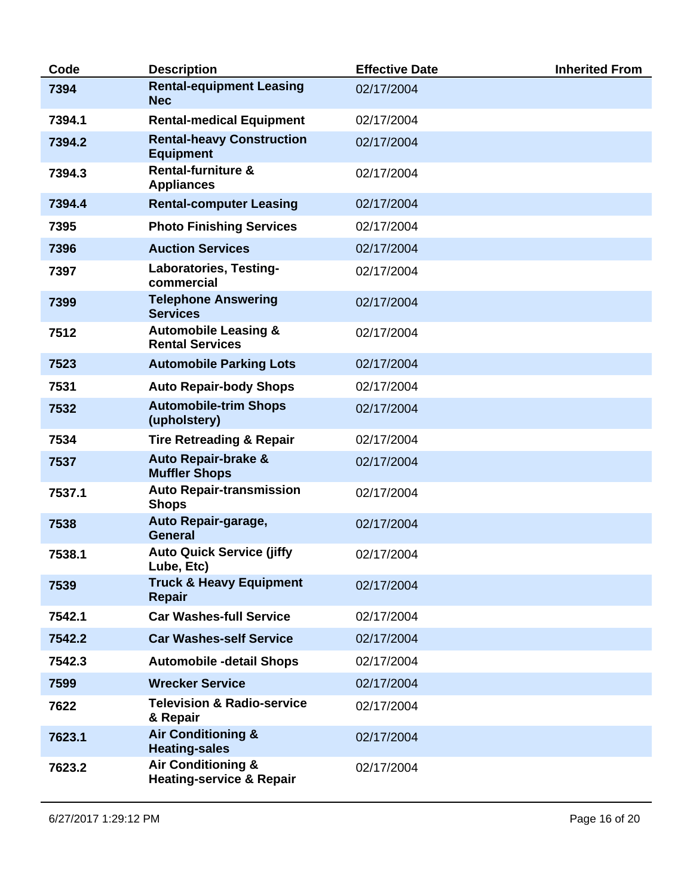| Code | Description | Effective Date | Inherited From |
| --- | --- | --- | --- |
| 7394 | Rental-equipment Leasing Nec | 02/17/2004 | |
| 7394.1 | Rental-medical Equipment | 02/17/2004 | |
| 7394.2 | Rental-heavy Construction Equipment | 02/17/2004 | |
| 7394.3 | Rental-furniture & Appliances | 02/17/2004 | |
| 7394.4 | Rental-computer Leasing | 02/17/2004 | |
| 7395 | Photo Finishing Services | 02/17/2004 | |
| 7396 | Auction Services | 02/17/2004 | |
| 7397 | Laboratories, Testing-commercial | 02/17/2004 | |
| 7399 | Telephone Answering Services | 02/17/2004 | |
| 7512 | Automobile Leasing & Rental Services | 02/17/2004 | |
| 7523 | Automobile Parking Lots | 02/17/2004 | |
| 7531 | Auto Repair-body Shops | 02/17/2004 | |
| 7532 | Automobile-trim Shops (upholstery) | 02/17/2004 | |
| 7534 | Tire Retreading & Repair | 02/17/2004 | |
| 7537 | Auto Repair-brake & Muffler Shops | 02/17/2004 | |
| 7537.1 | Auto Repair-transmission Shops | 02/17/2004 | |
| 7538 | Auto Repair-garage, General | 02/17/2004 | |
| 7538.1 | Auto Quick Service (jiffy Lube, Etc) | 02/17/2004 | |
| 7539 | Truck & Heavy Equipment Repair | 02/17/2004 | |
| 7542.1 | Car Washes-full Service | 02/17/2004 | |
| 7542.2 | Car Washes-self Service | 02/17/2004 | |
| 7542.3 | Automobile -detail Shops | 02/17/2004 | |
| 7599 | Wrecker Service | 02/17/2004 | |
| 7622 | Television & Radio-service & Repair | 02/17/2004 | |
| 7623.1 | Air Conditioning & Heating-sales | 02/17/2004 | |
| 7623.2 | Air Conditioning & Heating-service & Repair | 02/17/2004 | |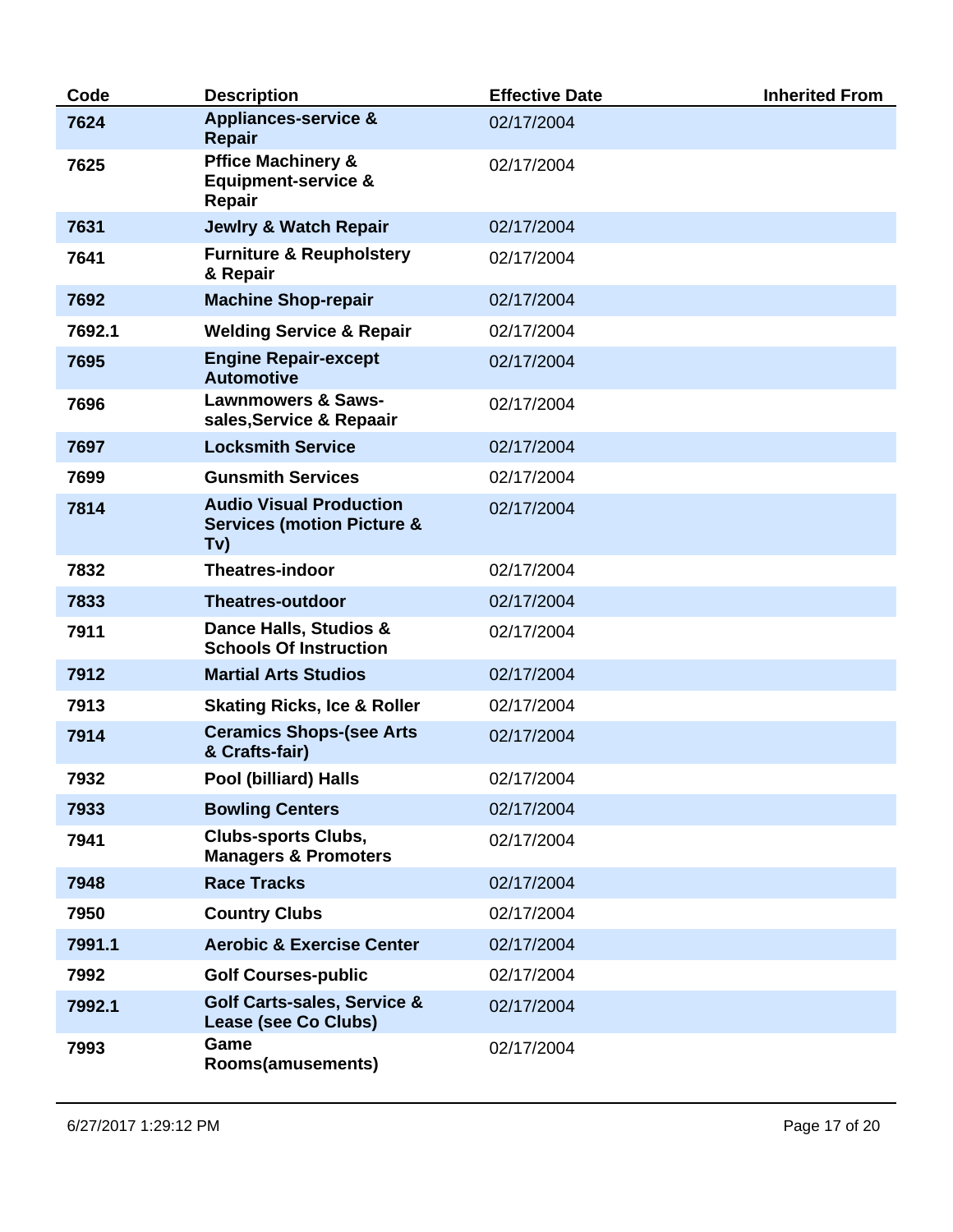| Code | Description | Effective Date | Inherited From |
|---|---|---|---|
| 7624 | Appliances-service & Repair | 02/17/2004 | |
| 7625 | Pffice Machinery & Equipment-service & Repair | 02/17/2004 | |
| 7631 | Jewlry & Watch Repair | 02/17/2004 | |
| 7641 | Furniture & Reupholstery & Repair | 02/17/2004 | |
| 7692 | Machine Shop-repair | 02/17/2004 | |
| 7692.1 | Welding Service & Repair | 02/17/2004 | |
| 7695 | Engine Repair-except Automotive | 02/17/2004 | |
| 7696 | Lawnmowers & Saws-sales,Service & Repaair | 02/17/2004 | |
| 7697 | Locksmith Service | 02/17/2004 | |
| 7699 | Gunsmith Services | 02/17/2004 | |
| 7814 | Audio Visual Production Services (motion Picture & Tv) | 02/17/2004 | |
| 7832 | Theatres-indoor | 02/17/2004 | |
| 7833 | Theatres-outdoor | 02/17/2004 | |
| 7911 | Dance Halls, Studios & Schools Of Instruction | 02/17/2004 | |
| 7912 | Martial Arts Studios | 02/17/2004 | |
| 7913 | Skating Ricks, Ice & Roller | 02/17/2004 | |
| 7914 | Ceramics Shops-(see Arts & Crafts-fair) | 02/17/2004 | |
| 7932 | Pool (billiard) Halls | 02/17/2004 | |
| 7933 | Bowling Centers | 02/17/2004 | |
| 7941 | Clubs-sports Clubs, Managers & Promoters | 02/17/2004 | |
| 7948 | Race Tracks | 02/17/2004 | |
| 7950 | Country Clubs | 02/17/2004 | |
| 7991.1 | Aerobic & Exercise Center | 02/17/2004 | |
| 7992 | Golf Courses-public | 02/17/2004 | |
| 7992.1 | Golf Carts-sales, Service & Lease (see Co Clubs) | 02/17/2004 | |
| 7993 | Game Rooms(amusements) | 02/17/2004 | |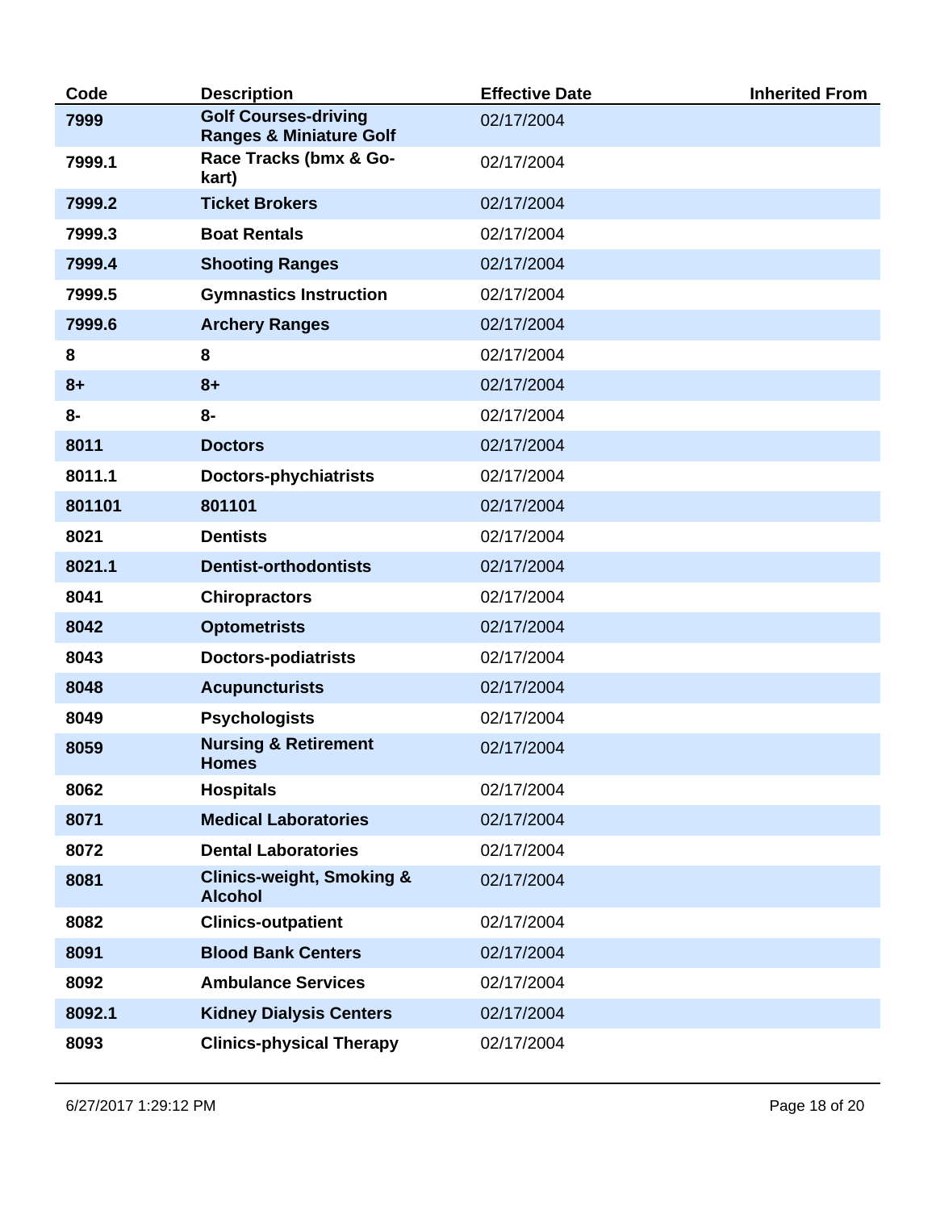| Code | Description | Effective Date | Inherited From |
|---|---|---|---|
| 7999 | Golf Courses-driving Ranges & Miniature Golf | 02/17/2004 | |
| 7999.1 | Race Tracks (bmx & Go-kart) | 02/17/2004 | |
| 7999.2 | Ticket Brokers | 02/17/2004 | |
| 7999.3 | Boat Rentals | 02/17/2004 | |
| 7999.4 | Shooting Ranges | 02/17/2004 | |
| 7999.5 | Gymnastics Instruction | 02/17/2004 | |
| 7999.6 | Archery Ranges | 02/17/2004 | |
| 8 | 8 | 02/17/2004 | |
| 8+ | 8+ | 02/17/2004 | |
| 8- | 8- | 02/17/2004 | |
| 8011 | Doctors | 02/17/2004 | |
| 8011.1 | Doctors-phychiatrists | 02/17/2004 | |
| 801101 | 801101 | 02/17/2004 | |
| 8021 | Dentists | 02/17/2004 | |
| 8021.1 | Dentist-orthodontists | 02/17/2004 | |
| 8041 | Chiropractors | 02/17/2004 | |
| 8042 | Optometrists | 02/17/2004 | |
| 8043 | Doctors-podiatrists | 02/17/2004 | |
| 8048 | Acupuncturists | 02/17/2004 | |
| 8049 | Psychologists | 02/17/2004 | |
| 8059 | Nursing & Retirement Homes | 02/17/2004 | |
| 8062 | Hospitals | 02/17/2004 | |
| 8071 | Medical Laboratories | 02/17/2004 | |
| 8072 | Dental Laboratories | 02/17/2004 | |
| 8081 | Clinics-weight, Smoking & Alcohol | 02/17/2004 | |
| 8082 | Clinics-outpatient | 02/17/2004 | |
| 8091 | Blood Bank Centers | 02/17/2004 | |
| 8092 | Ambulance Services | 02/17/2004 | |
| 8092.1 | Kidney Dialysis Centers | 02/17/2004 | |
| 8093 | Clinics-physical Therapy | 02/17/2004 | |

6/27/2017 1:29:12 PM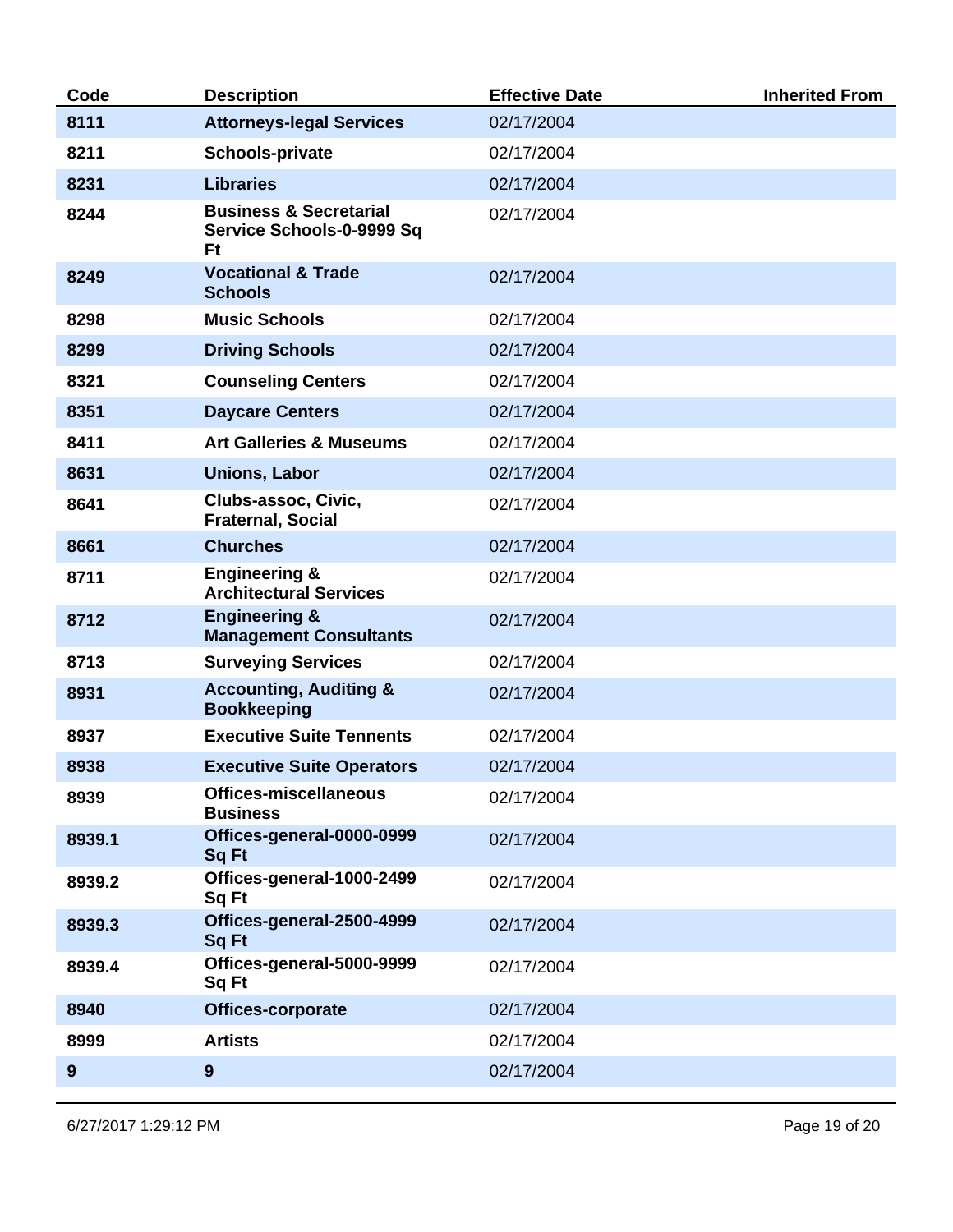| Code | Description | Effective Date | Inherited From |
|---|---|---|---|
| 8111 | Attorneys-legal Services | 02/17/2004 | |
| 8211 | Schools-private | 02/17/2004 | |
| 8231 | Libraries | 02/17/2004 | |
| 8244 | Business & Secretarial Service Schools-0-9999 Sq Ft | 02/17/2004 | |
| 8249 | Vocational & Trade Schools | 02/17/2004 | |
| 8298 | Music Schools | 02/17/2004 | |
| 8299 | Driving Schools | 02/17/2004 | |
| 8321 | Counseling Centers | 02/17/2004 | |
| 8351 | Daycare Centers | 02/17/2004 | |
| 8411 | Art Galleries & Museums | 02/17/2004 | |
| 8631 | Unions, Labor | 02/17/2004 | |
| 8641 | Clubs-assoc, Civic, Fraternal, Social | 02/17/2004 | |
| 8661 | Churches | 02/17/2004 | |
| 8711 | Engineering & Architectural Services | 02/17/2004 | |
| 8712 | Engineering & Management Consultants | 02/17/2004 | |
| 8713 | Surveying Services | 02/17/2004 | |
| 8931 | Accounting, Auditing & Bookkeeping | 02/17/2004 | |
| 8937 | Executive Suite Tennents | 02/17/2004 | |
| 8938 | Executive Suite Operators | 02/17/2004 | |
| 8939 | Offices-miscellaneous Business | 02/17/2004 | |
| 8939.1 | Offices-general-0000-0999 Sq Ft | 02/17/2004 | |
| 8939.2 | Offices-general-1000-2499 Sq Ft | 02/17/2004 | |
| 8939.3 | Offices-general-2500-4999 Sq Ft | 02/17/2004 | |
| 8939.4 | Offices-general-5000-9999 Sq Ft | 02/17/2004 | |
| 8940 | Offices-corporate | 02/17/2004 | |
| 8999 | Artists | 02/17/2004 | |
| 9 | 9 | 02/17/2004 | |

6/27/2017 1:29:12 PM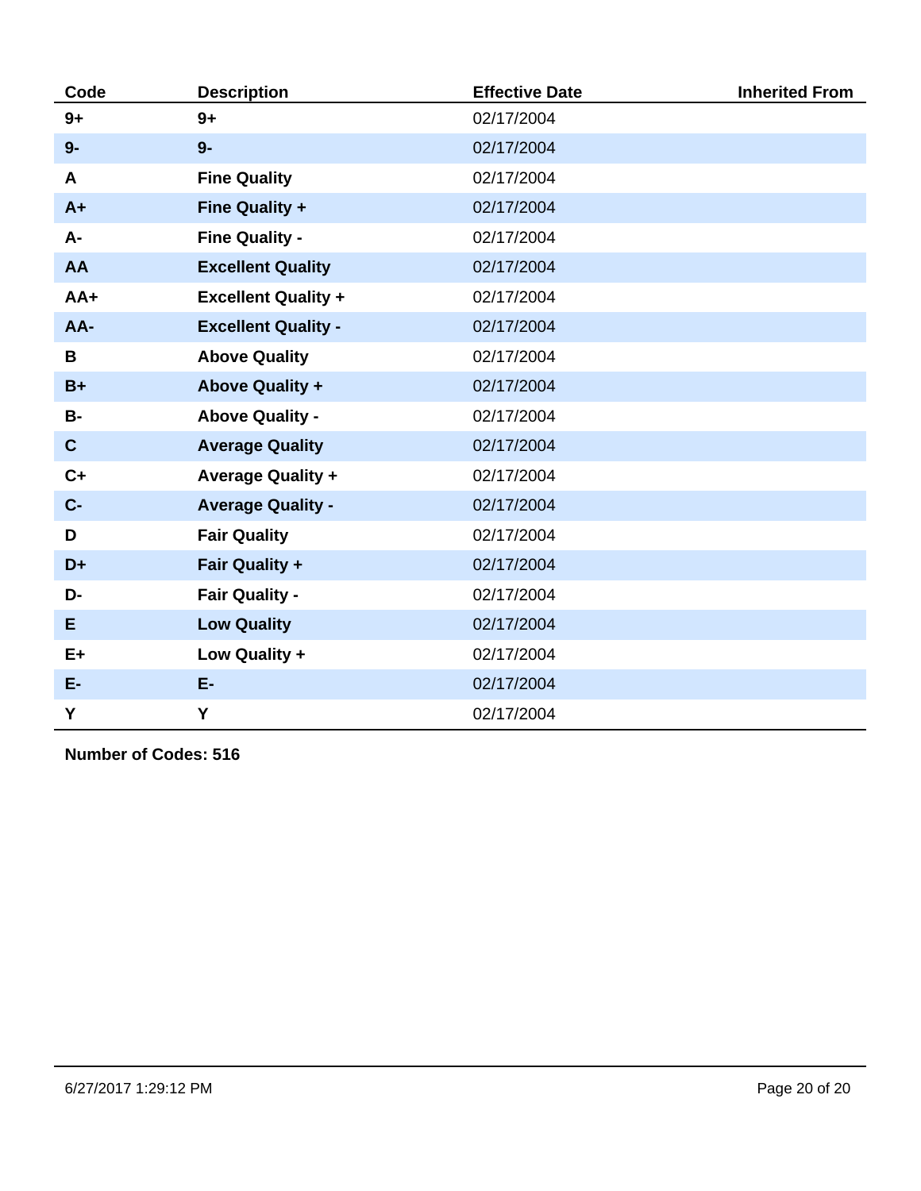| Code | Description | Effective Date | Inherited From |
|---|---|---|---|
| **9+** | **9+** | 02/17/2004 | |
| **9-** | **9-** | 02/17/2004 | |
| **A** | **Fine Quality** | 02/17/2004 | |
| **A+** | **Fine Quality +** | 02/17/2004 | |
| **A-** | **Fine Quality -** | 02/17/2004 | |
| **AA** | **Excellent Quality** | 02/17/2004 | |
| **AA+** | **Excellent Quality +** | 02/17/2004 | |
| **AA-** | **Excellent Quality -** | 02/17/2004 | |
| **B** | **Above Quality** | 02/17/2004 | |
| **B+** | **Above Quality +** | 02/17/2004 | |
| **B-** | **Above Quality -** | 02/17/2004 | |
| **C** | **Average Quality** | 02/17/2004 | |
| **C+** | **Average Quality +** | 02/17/2004 | |
| **C-** | **Average Quality -** | 02/17/2004 | |
| **D** | **Fair Quality** | 02/17/2004 | |
| **D+** | **Fair Quality +** | 02/17/2004 | |
| **D-** | **Fair Quality -** | 02/17/2004 | |
| **E** | **Low Quality** | 02/17/2004 | |
| **E+** | **Low Quality +** | 02/17/2004 | |
| **E-** | **E-** | 02/17/2004 | |
| **Y** | **Y** | 02/17/2004 | |

**Number of Codes: 516**

6/27/2017 1:29:12 PM